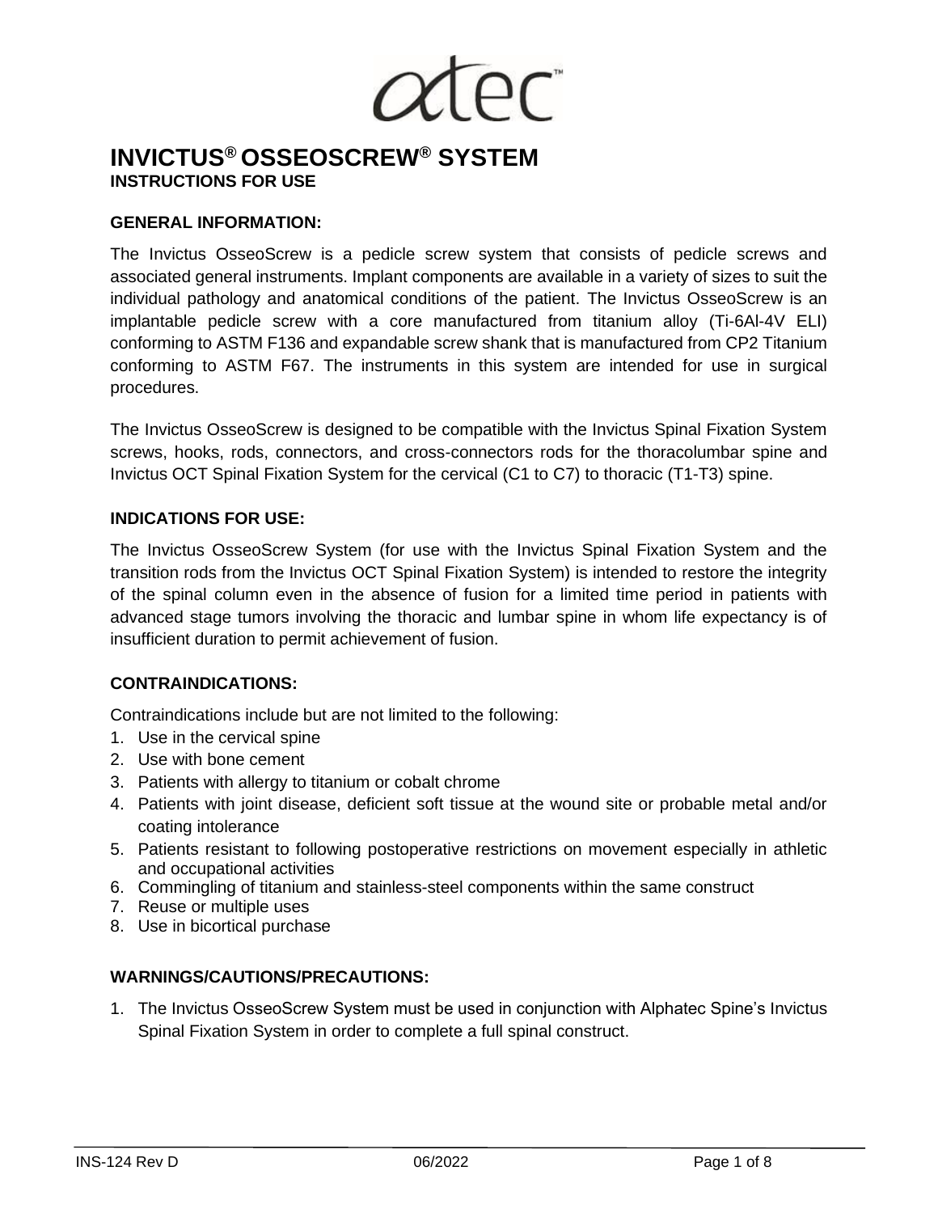# INVICTUS® OSSEOSCREW® SYSTEM

## INSTRUCTIONS FOR USE

### GENERAL INFORMATION:

The Invictus OsseoScrew is a pedicle screw system that consists of pedicle screws and associated general instruments. Implant components are available in a variety of sizes to suit the individual pathology and anatomical conditions of the patient. The Invictus OsseoScrew is an implantable pedicle screw with a core manufactured from titanium alloy (Ti-6Al-4V ELI) conforming to ASTM F136 and expandable screw shank that is manufactured from CP2 Titanium conforming to ASTM F67. The instruments in this system are intended for use in surgical procedures.

The Invictus OsseoScrew is designed to be compatible with the Invictus Spinal Fixation System screws, hooks, rods, connectors, and cross-connectors rods for the thoracolumbar spine and Invictus OCT Spinal Fixation System for the cervical (C1 to C7) to thoracic (T1-T3) spine.

### INDICATIONS FOR USE:

The Invictus OsseoScrew System (for use with the Invictus Spinal Fixation System and the transition rods from the Invictus OCT Spinal Fixation System) is intended to restore the integrity of the spinal column even in the absence of fusion for a limited time period in patients with advanced stage tumors involving the thoracic and lumbar spine in whom life expectancy is of insufficient duration to permit achievement of fusion.

### CONTRAINDICATIONS:

Contraindications include but are not limited to the following:

1. Use in the cervical spine
2. Use with bone cement
3. Patients with allergy to titanium or cobalt chrome
4. Patients with joint disease, deficient soft tissue at the wound site or probable metal and/or coating intolerance
5. Patients resistant to following postoperative restrictions on movement especially in athletic and occupational activities
6. Commingling of titanium and stainless-steel components within the same construct
7. Reuse or multiple uses
8. Use in bicortical purchase

### WARNINGS/CAUTIONS/PRECAUTIONS:

1. The Invictus OsseoScrew System must be used in conjunction with Alphatec Spine's Invictus Spinal Fixation System in order to complete a full spinal construct.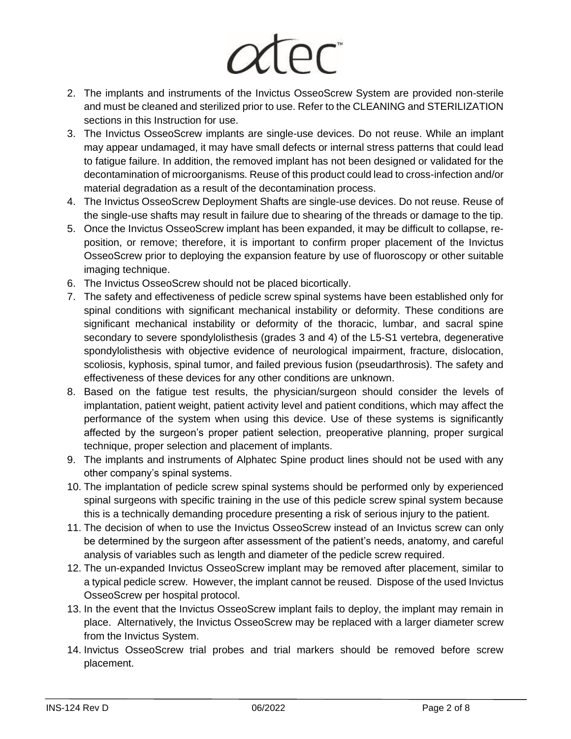2. The implants and instruments of the Invictus OsseoScrew System are provided non-sterile and must be cleaned and sterilized prior to use. Refer to the CLEANING and STERILIZATION sections in this Instruction for use.
3. The Invictus OsseoScrew implants are single-use devices. Do not reuse. While an implant may appear undamaged, it may have small defects or internal stress patterns that could lead to fatigue failure. In addition, the removed implant has not been designed or validated for the decontamination of microorganisms. Reuse of this product could lead to cross-infection and/or material degradation as a result of the decontamination process.
4. The Invictus OsseoScrew Deployment Shafts are single-use devices. Do not reuse. Reuse of the single-use shafts may result in failure due to shearing of the threads or damage to the tip.
5. Once the Invictus OsseoScrew implant has been expanded, it may be difficult to collapse, re-position, or remove; therefore, it is important to confirm proper placement of the Invictus OsseoScrew prior to deploying the expansion feature by use of fluoroscopy or other suitable imaging technique.
6. The Invictus OsseoScrew should not be placed bicortically.
7. The safety and effectiveness of pedicle screw spinal systems have been established only for spinal conditions with significant mechanical instability or deformity. These conditions are significant mechanical instability or deformity of the thoracic, lumbar, and sacral spine secondary to severe spondylolisthesis (grades 3 and 4) of the L5-S1 vertebra, degenerative spondylolisthesis with objective evidence of neurological impairment, fracture, dislocation, scoliosis, kyphosis, spinal tumor, and failed previous fusion (pseudarthrosis). The safety and effectiveness of these devices for any other conditions are unknown.
8. Based on the fatigue test results, the physician/surgeon should consider the levels of implantation, patient weight, patient activity level and patient conditions, which may affect the performance of the system when using this device. Use of these systems is significantly affected by the surgeon's proper patient selection, preoperative planning, proper surgical technique, proper selection and placement of implants.
9. The implants and instruments of Alphatec Spine product lines should not be used with any other company's spinal systems.
10. The implantation of pedicle screw spinal systems should be performed only by experienced spinal surgeons with specific training in the use of this pedicle screw spinal system because this is a technically demanding procedure presenting a risk of serious injury to the patient.
11. The decision of when to use the Invictus OsseoScrew instead of an Invictus screw can only be determined by the surgeon after assessment of the patient's needs, anatomy, and careful analysis of variables such as length and diameter of the pedicle screw required.
12. The un-expanded Invictus OsseoScrew implant may be removed after placement, similar to a typical pedicle screw. However, the implant cannot be reused. Dispose of the used Invictus OsseoScrew per hospital protocol.
13. In the event that the Invictus OsseoScrew implant fails to deploy, the implant may remain in place. Alternatively, the Invictus OsseoScrew may be replaced with a larger diameter screw from the Invictus System.
14. Invictus OsseoScrew trial probes and trial markers should be removed before screw placement.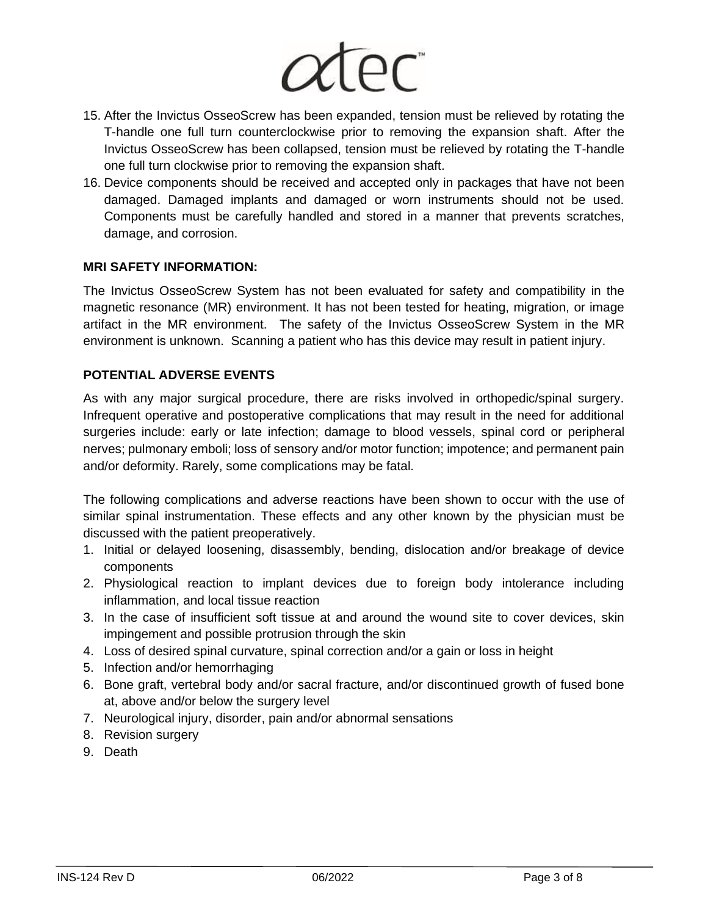15. After the Invictus OsseoScrew has been expanded, tension must be relieved by rotating the T-handle one full turn counterclockwise prior to removing the expansion shaft. After the Invictus OsseoScrew has been collapsed, tension must be relieved by rotating the T-handle one full turn clockwise prior to removing the expansion shaft.
16. Device components should be received and accepted only in packages that have not been damaged. Damaged implants and damaged or worn instruments should not be used. Components must be carefully handled and stored in a manner that prevents scratches, damage, and corrosion.

**MRI SAFETY INFORMATION:**

The Invictus OsseoScrew System has not been evaluated for safety and compatibility in the magnetic resonance (MR) environment. It has not been tested for heating, migration, or image artifact in the MR environment. The safety of the Invictus OsseoScrew System in the MR environment is unknown. Scanning a patient who has this device may result in patient injury.

**POTENTIAL ADVERSE EVENTS**

As with any major surgical procedure, there are risks involved in orthopedic/spinal surgery. Infrequent operative and postoperative complications that may result in the need for additional surgeries include: early or late infection; damage to blood vessels, spinal cord or peripheral nerves; pulmonary emboli; loss of sensory and/or motor function; impotence; and permanent pain and/or deformity. Rarely, some complications may be fatal.

The following complications and adverse reactions have been shown to occur with the use of similar spinal instrumentation. These effects and any other known by the physician must be discussed with the patient preoperatively.

1. Initial or delayed loosening, disassembly, bending, dislocation and/or breakage of device components
2. Physiological reaction to implant devices due to foreign body intolerance including inflammation, and local tissue reaction
3. In the case of insufficient soft tissue at and around the wound site to cover devices, skin impingement and possible protrusion through the skin
4. Loss of desired spinal curvature, spinal correction and/or a gain or loss in height
5. Infection and/or hemorrhaging
6. Bone graft, vertebral body and/or sacral fracture, and/or discontinued growth of fused bone at, above and/or below the surgery level
7. Neurological injury, disorder, pain and/or abnormal sensations
8. Revision surgery
9. Death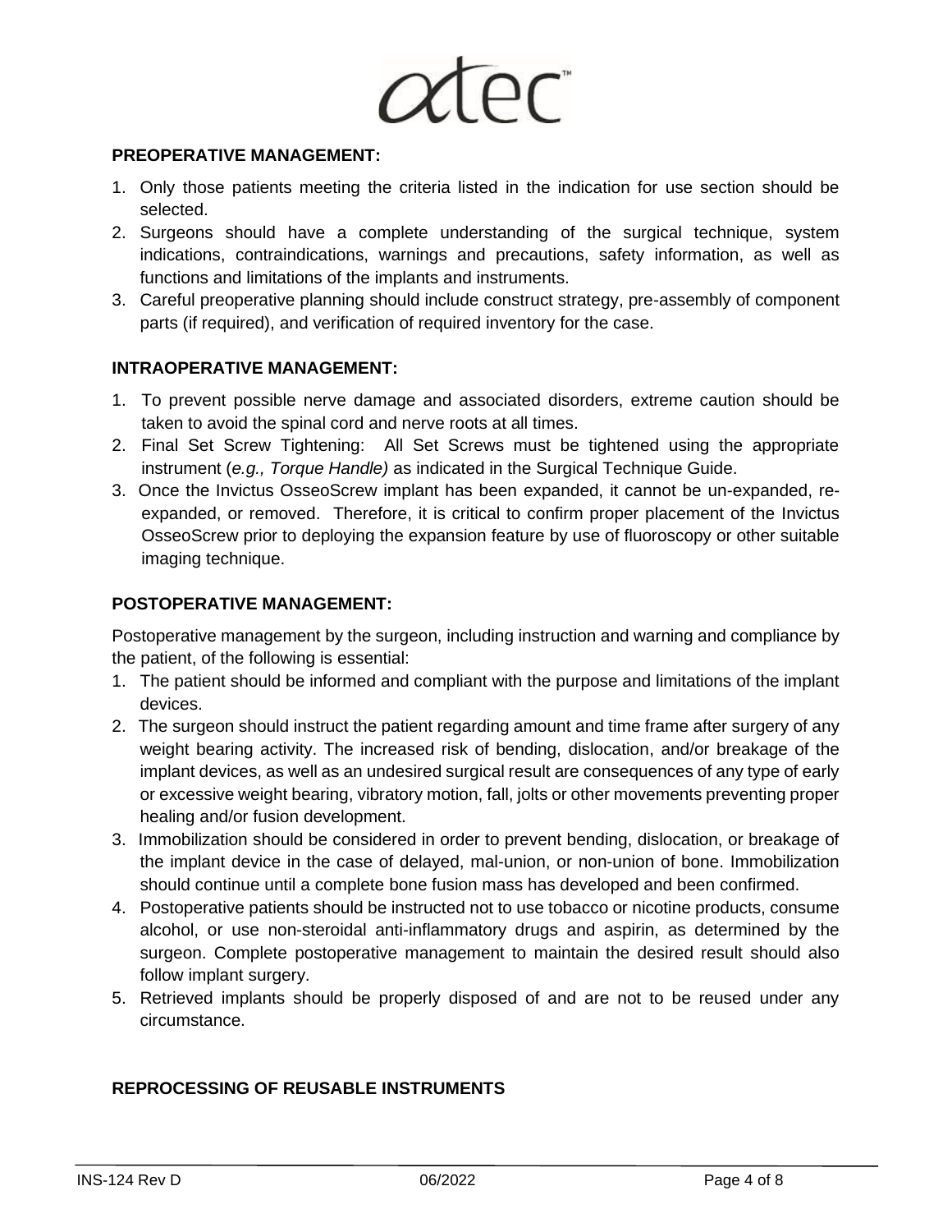## PREOPERATIVE MANAGEMENT:

1. Only those patients meeting the criteria listed in the indication for use section should be selected.
2. Surgeons should have a complete understanding of the surgical technique, system indications, contraindications, warnings and precautions, safety information, as well as functions and limitations of the implants and instruments.
3. Careful preoperative planning should include construct strategy, pre-assembly of component parts (if required), and verification of required inventory for the case.

## INTRAOPERATIVE MANAGEMENT:

1. To prevent possible nerve damage and associated disorders, extreme caution should be taken to avoid the spinal cord and nerve roots at all times.
2. Final Set Screw Tightening: All Set Screws must be tightened using the appropriate instrument (*e.g., Torque Handle)* as indicated in the Surgical Technique Guide.
3. Once the Invictus OsseoScrew implant has been expanded, it cannot be un-expanded, re-expanded, or removed. Therefore, it is critical to confirm proper placement of the Invictus OsseoScrew prior to deploying the expansion feature by use of fluoroscopy or other suitable imaging technique.

## POSTOPERATIVE MANAGEMENT:

Postoperative management by the surgeon, including instruction and warning and compliance by the patient, of the following is essential:

1. The patient should be informed and compliant with the purpose and limitations of the implant devices.
2. The surgeon should instruct the patient regarding amount and time frame after surgery of any weight bearing activity. The increased risk of bending, dislocation, and/or breakage of the implant devices, as well as an undesired surgical result are consequences of any type of early or excessive weight bearing, vibratory motion, fall, jolts or other movements preventing proper healing and/or fusion development.
3. Immobilization should be considered in order to prevent bending, dislocation, or breakage of the implant device in the case of delayed, mal-union, or non-union of bone. Immobilization should continue until a complete bone fusion mass has developed and been confirmed.
4. Postoperative patients should be instructed not to use tobacco or nicotine products, consume alcohol, or use non-steroidal anti-inflammatory drugs and aspirin, as determined by the surgeon. Complete postoperative management to maintain the desired result should also follow implant surgery.
5. Retrieved implants should be properly disposed of and are not to be reused under any circumstance.

## REPROCESSING OF REUSABLE INSTRUMENTS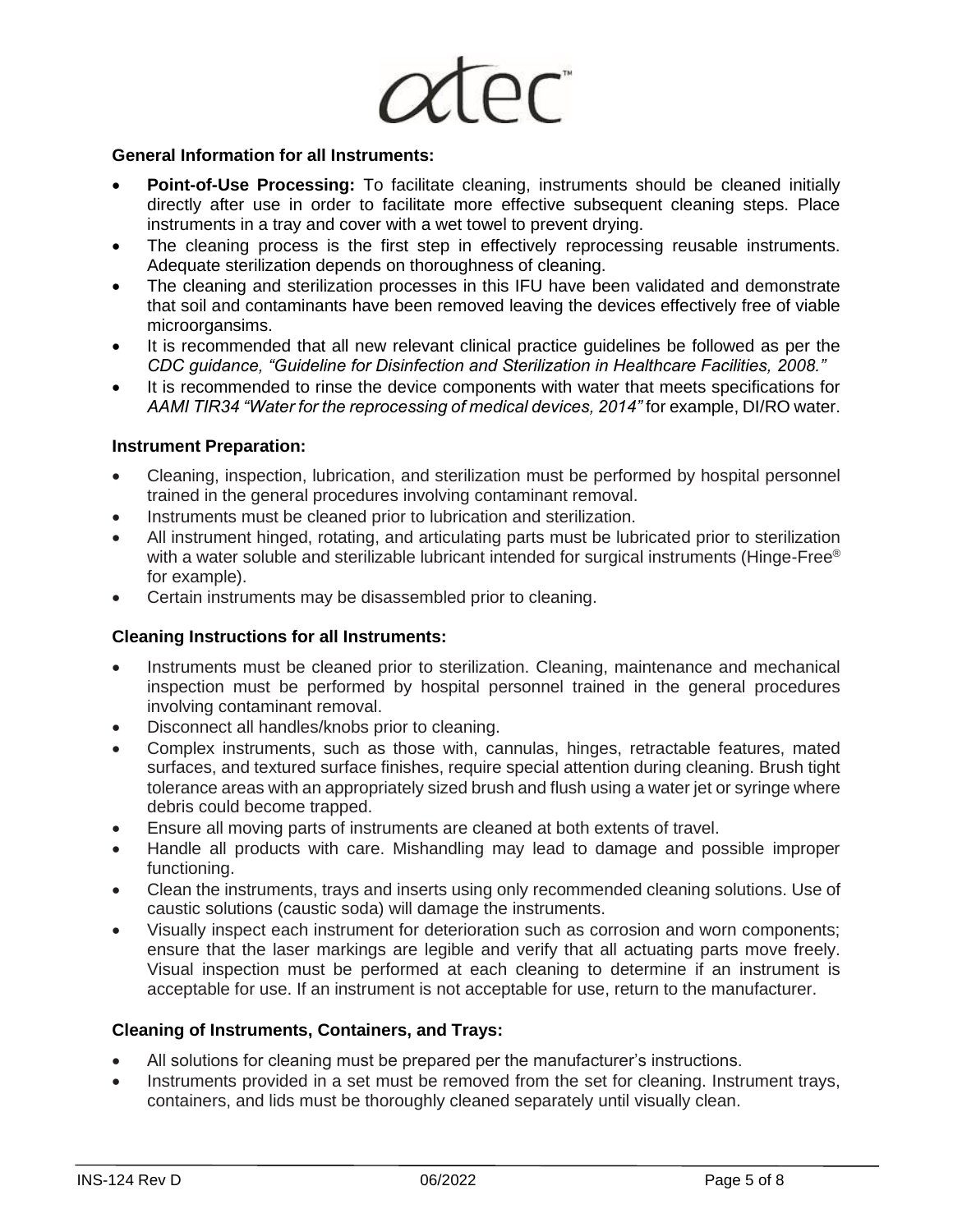atec™

**General Information for all Instruments:**

- **Point-of-Use Processing:** To facilitate cleaning, instruments should be cleaned initially directly after use in order to facilitate more effective subsequent cleaning steps. Place instruments in a tray and cover with a wet towel to prevent drying.
- The cleaning process is the first step in effectively reprocessing reusable instruments. Adequate sterilization depends on thoroughness of cleaning.
- The cleaning and sterilization processes in this IFU have been validated and demonstrate that soil and contaminants have been removed leaving the devices effectively free of viable microorgansims.
- It is recommended that all new relevant clinical practice guidelines be followed as per the *CDC guidance, "Guideline for Disinfection and Sterilization in Healthcare Facilities, 2008."*
- It is recommended to rinse the device components with water that meets specifications for *AAMI TIR34 "Water for the reprocessing of medical devices, 2014"* for example, DI/RO water.

**Instrument Preparation:**

- Cleaning, inspection, lubrication, and sterilization must be performed by hospital personnel trained in the general procedures involving contaminant removal.
- Instruments must be cleaned prior to lubrication and sterilization.
- All instrument hinged, rotating, and articulating parts must be lubricated prior to sterilization with a water soluble and sterilizable lubricant intended for surgical instruments (Hinge-Free® for example).
- Certain instruments may be disassembled prior to cleaning.

**Cleaning Instructions for all Instruments:**

- Instruments must be cleaned prior to sterilization. Cleaning, maintenance and mechanical inspection must be performed by hospital personnel trained in the general procedures involving contaminant removal.
- Disconnect all handles/knobs prior to cleaning.
- Complex instruments, such as those with, cannulas, hinges, retractable features, mated surfaces, and textured surface finishes, require special attention during cleaning. Brush tight tolerance areas with an appropriately sized brush and flush using a water jet or syringe where debris could become trapped.
- Ensure all moving parts of instruments are cleaned at both extents of travel.
- Handle all products with care. Mishandling may lead to damage and possible improper functioning.
- Clean the instruments, trays and inserts using only recommended cleaning solutions. Use of caustic solutions (caustic soda) will damage the instruments.
- Visually inspect each instrument for deterioration such as corrosion and worn components; ensure that the laser markings are legible and verify that all actuating parts move freely. Visual inspection must be performed at each cleaning to determine if an instrument is acceptable for use. If an instrument is not acceptable for use, return to the manufacturer.

**Cleaning of Instruments, Containers, and Trays:**

- All solutions for cleaning must be prepared per the manufacturer's instructions.
- Instruments provided in a set must be removed from the set for cleaning. Instrument trays, containers, and lids must be thoroughly cleaned separately until visually clean.

INS-124 Rev D 06/2022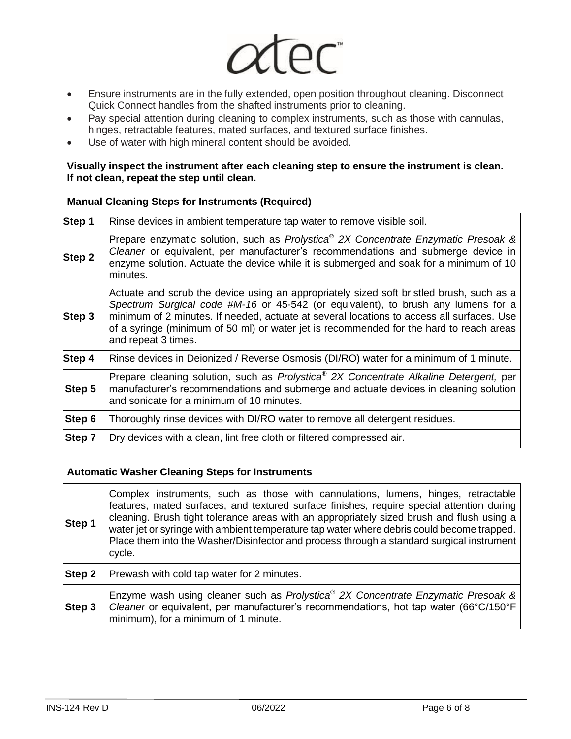- Ensure instruments are in the fully extended, open position throughout cleaning. Disconnect Quick Connect handles from the shafted instruments prior to cleaning.
- Pay special attention during cleaning to complex instruments, such as those with cannulas, hinges, retractable features, mated surfaces, and textured surface finishes.
- Use of water with high mineral content should be avoided.

**Visually inspect the instrument after each cleaning step to ensure the instrument is clean. If not clean, repeat the step until clean.**

**Manual Cleaning Steps for Instruments (Required)**

| **Step 1** | Rinse devices in ambient temperature tap water to remove visible soil. |
|---|---|
| **Step 2** | Prepare enzymatic solution, such as *Prolystica® 2X Concentrate Enzymatic Presoak & Cleaner* or equivalent, per manufacturer's recommendations and submerge device in enzyme solution. Actuate the device while it is submerged and soak for a minimum of 10 minutes. |
| **Step 3** | Actuate and scrub the device using an appropriately sized soft bristled brush, such as a *Spectrum Surgical code #M-16* or 45-542 (or equivalent), to brush any lumens for a minimum of 2 minutes. If needed, actuate at several locations to access all surfaces. Use of a syringe (minimum of 50 ml) or water jet is recommended for the hard to reach areas and repeat 3 times. |
| **Step 4** | Rinse devices in Deionized / Reverse Osmosis (DI/RO) water for a minimum of 1 minute. |
| **Step 5** | Prepare cleaning solution, such as *Prolystica® 2X Concentrate Alkaline Detergent,* per manufacturer's recommendations and submerge and actuate devices in cleaning solution and sonicate for a minimum of 10 minutes. |
| **Step 6** | Thoroughly rinse devices with DI/RO water to remove all detergent residues. |
| **Step 7** | Dry devices with a clean, lint free cloth or filtered compressed air. |

**Automatic Washer Cleaning Steps for Instruments**

| **Step 1** | Complex instruments, such as those with cannulations, lumens, hinges, retractable features, mated surfaces, and textured surface finishes, require special attention during cleaning. Brush tight tolerance areas with an appropriately sized brush and flush using a water jet or syringe with ambient temperature tap water where debris could become trapped. Place them into the Washer/Disinfector and process through a standard surgical instrument cycle. |
|---|---|
| **Step 2** | Prewash with cold tap water for 2 minutes. |
| **Step 3** | Enzyme wash using cleaner such as *Prolystica® 2X Concentrate Enzymatic Presoak & Cleaner* or equivalent, per manufacturer's recommendations, hot tap water (66°C/150°F minimum), for a minimum of 1 minute. |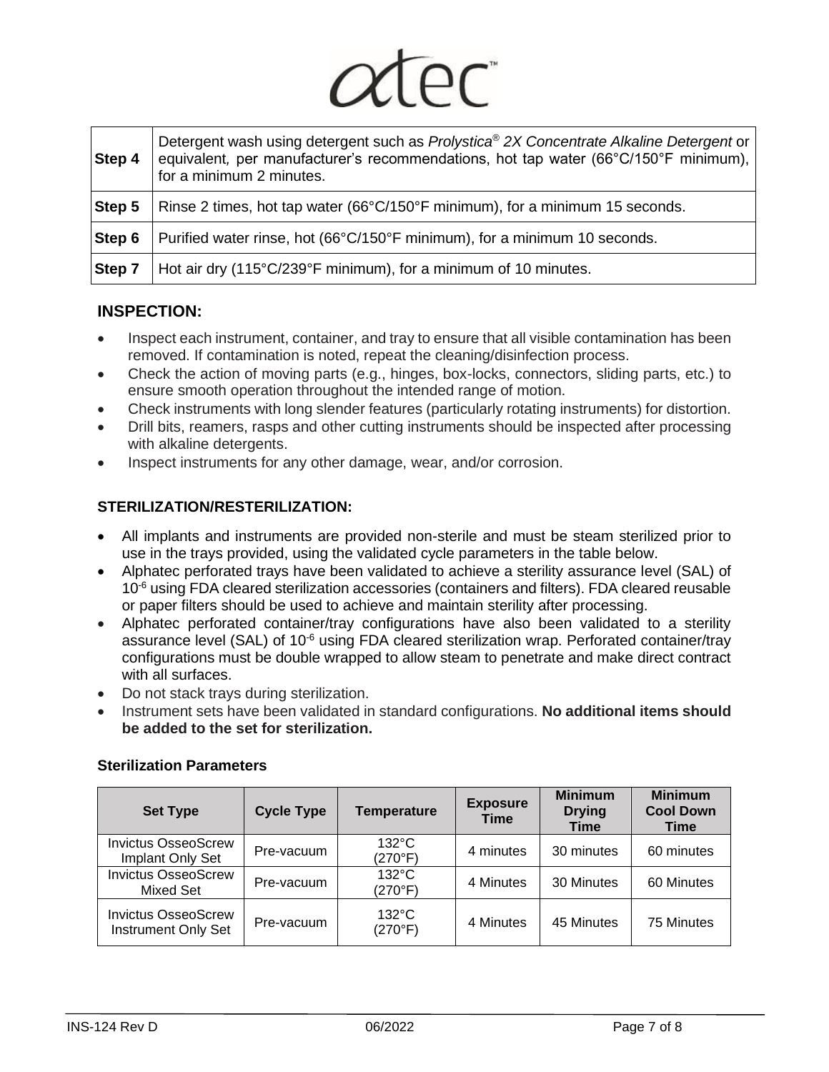| | |
|---|---|
| **Step 4** | Detergent wash using detergent such as *Prolystica® 2X Concentrate Alkaline Detergent* or equivalent*,* per manufacturer's recommendations, hot tap water (66°C/150°F minimum), for a minimum 2 minutes. |
| **Step 5** | Rinse 2 times, hot tap water (66°C/150°F minimum), for a minimum 15 seconds. |
| **Step 6** | Purified water rinse, hot (66°C/150°F minimum), for a minimum 10 seconds. |
| **Step 7** | Hot air dry (115°C/239°F minimum), for a minimum of 10 minutes. |

## INSPECTION:

- Inspect each instrument, container, and tray to ensure that all visible contamination has been removed. If contamination is noted, repeat the cleaning/disinfection process.
- Check the action of moving parts (e.g., hinges, box-locks, connectors, sliding parts, etc.) to ensure smooth operation throughout the intended range of motion.
- Check instruments with long slender features (particularly rotating instruments) for distortion.
- Drill bits, reamers, rasps and other cutting instruments should be inspected after processing with alkaline detergents.
- Inspect instruments for any other damage, wear, and/or corrosion.

### STERILIZATION/RESTERILIZATION:

- All implants and instruments are provided non-sterile and must be steam sterilized prior to use in the trays provided, using the validated cycle parameters in the table below.
- Alphatec perforated trays have been validated to achieve a sterility assurance level (SAL) of $10^{-6}$ using FDA cleared sterilization accessories (containers and filters). FDA cleared reusable or paper filters should be used to achieve and maintain sterility after processing.
- Alphatec perforated container/tray configurations have also been validated to a sterility assurance level (SAL) of $10^{-6}$ using FDA cleared sterilization wrap. Perforated container/tray configurations must be double wrapped to allow steam to penetrate and make direct contract with all surfaces.
- Do not stack trays during sterilization.
- Instrument sets have been validated in standard configurations. **No additional items should be added to the set for sterilization.**

**Sterilization Parameters**

| Set Type | Cycle Type | Temperature | Exposure Time | Minimum Drying Time | Minimum Cool Down Time |
|---|---|---|---|---|---|
| Invictus OsseoScrew Implant Only Set | Pre-vacuum | 132°C (270°F) | 4 minutes | 30 minutes | 60 minutes |
| Invictus OsseoScrew Mixed Set | Pre-vacuum | 132°C (270°F) | 4 Minutes | 30 Minutes | 60 Minutes |
| Invictus OsseoScrew Instrument Only Set | Pre-vacuum | 132°C (270°F) | 4 Minutes | 45 Minutes | 75 Minutes |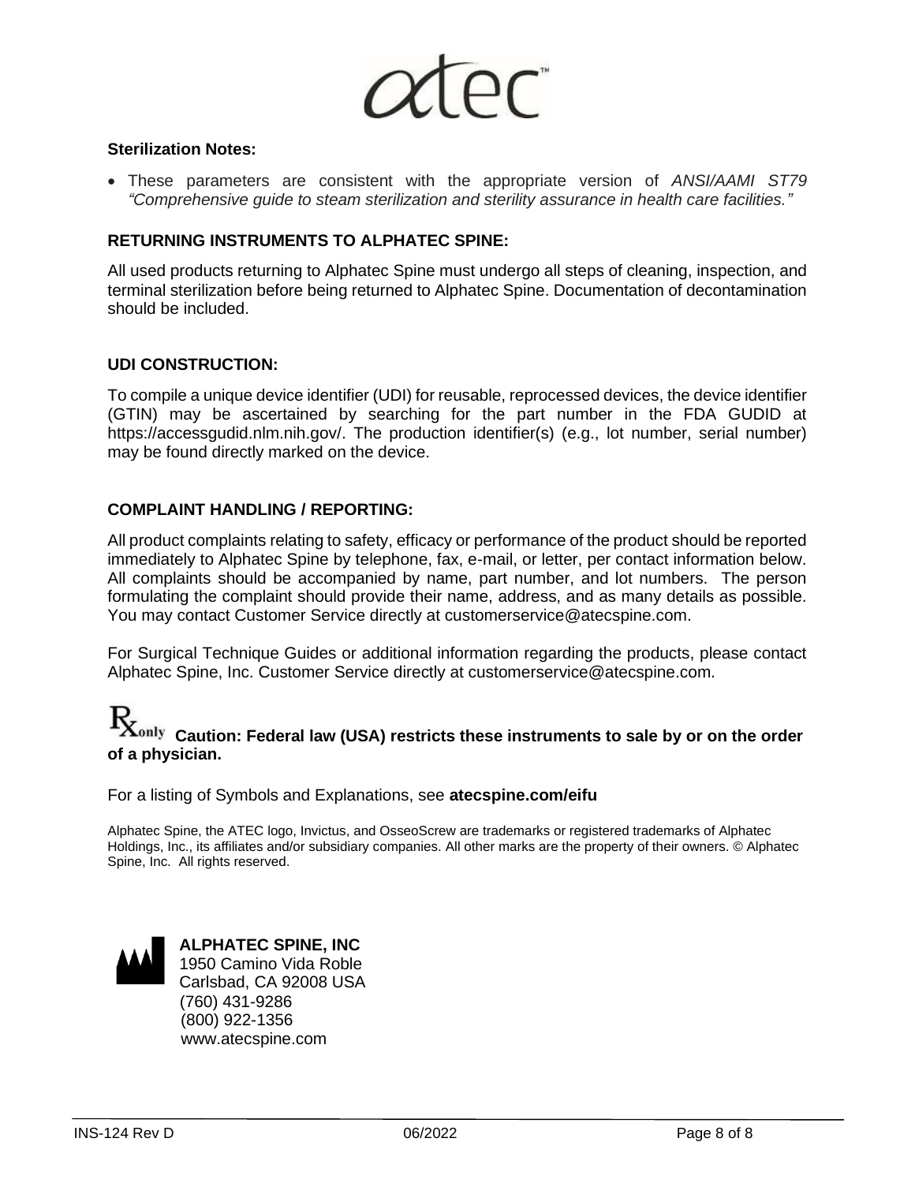**Sterilization Notes:**

- These parameters are consistent with the appropriate version of *ANSI/AAMI ST79 "Comprehensive guide to steam sterilization and sterility assurance in health care facilities."*

**RETURNING INSTRUMENTS TO ALPHATEC SPINE:**

All used products returning to Alphatec Spine must undergo all steps of cleaning, inspection, and terminal sterilization before being returned to Alphatec Spine. Documentation of decontamination should be included.

**UDI CONSTRUCTION:**

To compile a unique device identifier (UDI) for reusable, reprocessed devices, the device identifier (GTIN) may be ascertained by searching for the part number in the FDA GUDID at https://accessgudid.nlm.nih.gov/. The production identifier(s) (e.g., lot number, serial number) may be found directly marked on the device.

**COMPLAINT HANDLING / REPORTING:**

All product complaints relating to safety, efficacy or performance of the product should be reported immediately to Alphatec Spine by telephone, fax, e-mail, or letter, per contact information below. All complaints should be accompanied by name, part number, and lot numbers. The person formulating the complaint should provide their name, address, and as many details as possible. You may contact Customer Service directly at customerservice@atecspine.com.

For Surgical Technique Guides or additional information regarding the products, please contact Alphatec Spine, Inc. Customer Service directly at customerservice@atecspine.com.

Rx only **Caution: Federal law (USA) restricts these instruments to sale by or on the order of a physician.**

For a listing of Symbols and Explanations, see **atecspine.com/eifu**

Alphatec Spine, the ATEC logo, Invictus, and OsseoScrew are trademarks or registered trademarks of Alphatec Holdings, Inc., its affiliates and/or subsidiary companies. All other marks are the property of their owners. © Alphatec Spine, Inc. All rights reserved.

**ALPHATEC SPINE, INC**
1950 Camino Vida Roble
Carlsbad, CA 92008 USA
(760) 431-9286
(800) 922-1356
www.atecspine.com

INS-124 Rev D 06/2022